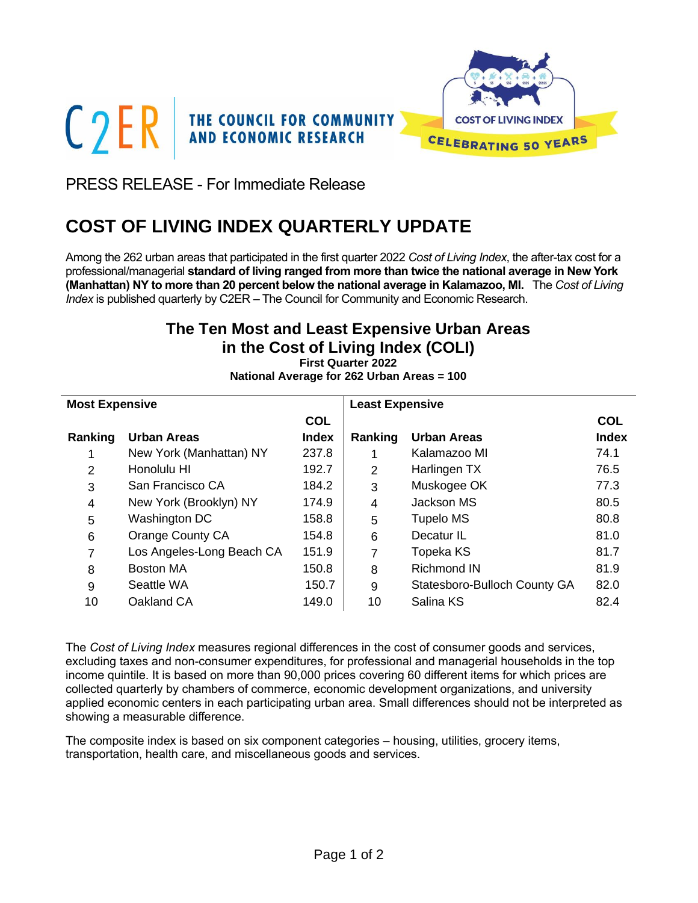C2ER THE COUNCIL FOR COMMUNITY AND ECONOMIC RESEARCH

COST OF LIVING INDEX — CELEBRATING 50 YEARS

PRESS RELEASE - For Immediate Release

# COST OF LIVING INDEX QUARTERLY UPDATE

Among the 262 urban areas that participated in the first quarter 2022 *Cost of Living Index*, the after-tax cost for a professional/managerial **standard of living ranged from more than twice the national average in New York (Manhattan) NY to more than 20 percent below the national average in Kalamazoo, MI.** The *Cost of Living Index* is published quarterly by C2ER – The Council for Community and Economic Research.

## The Ten Most and Least Expensive Urban Areas in the Cost of Living Index (COLI)

**First Quarter 2022**
**National Average for 262 Urban Areas = 100**

| **Most Expensive** | | | **Least Expensive** | | |
|---|---|---|---|---|---|
| **Ranking** | **Urban Areas** | **COL Index** | **Ranking** | **Urban Areas** | **COL Index** |
| 1 | New York (Manhattan) NY | 237.8 | 1 | Kalamazoo MI | 74.1 |
| 2 | Honolulu HI | 192.7 | 2 | Harlingen TX | 76.5 |
| 3 | San Francisco CA | 184.2 | 3 | Muskogee OK | 77.3 |
| 4 | New York (Brooklyn) NY | 174.9 | 4 | Jackson MS | 80.5 |
| 5 | Washington DC | 158.8 | 5 | Tupelo MS | 80.8 |
| 6 | Orange County CA | 154.8 | 6 | Decatur IL | 81.0 |
| 7 | Los Angeles-Long Beach CA | 151.9 | 7 | Topeka KS | 81.7 |
| 8 | Boston MA | 150.8 | 8 | Richmond IN | 81.9 |
| 9 | Seattle WA | 150.7 | 9 | Statesboro-Bulloch County GA | 82.0 |
| 10 | Oakland CA | 149.0 | 10 | Salina KS | 82.4 |

The *Cost of Living Index* measures regional differences in the cost of consumer goods and services, excluding taxes and non-consumer expenditures, for professional and managerial households in the top income quintile. It is based on more than 90,000 prices covering 60 different items for which prices are collected quarterly by chambers of commerce, economic development organizations, and university applied economic centers in each participating urban area. Small differences should not be interpreted as showing a measurable difference.

The composite index is based on six component categories – housing, utilities, grocery items, transportation, health care, and miscellaneous goods and services.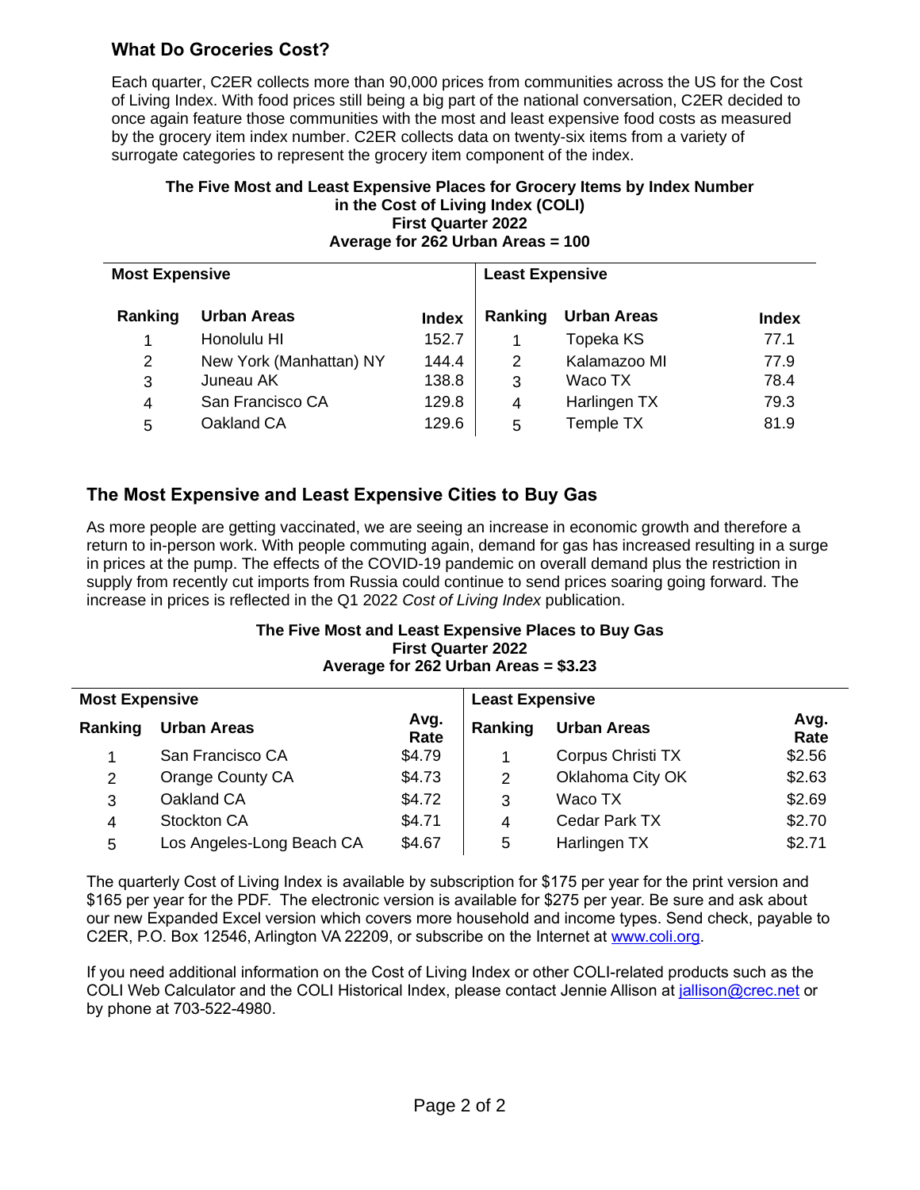## What Do Groceries Cost?

Each quarter, C2ER collects more than 90,000 prices from communities across the US for the Cost of Living Index. With food prices still being a big part of the national conversation, C2ER decided to once again feature those communities with the most and least expensive food costs as measured by the grocery item index number. C2ER collects data on twenty-six items from a variety of surrogate categories to represent the grocery item component of the index.

**The Five Most and Least Expensive Places for Grocery Items by Index Number in the Cost of Living Index (COLI)**
**First Quarter 2022**
**Average for 262 Urban Areas = 100**

| Most Expensive | | | Least Expensive | | |
|---|---|---|---|---|---|
| **Ranking** | **Urban Areas** | **Index** | **Ranking** | **Urban Areas** | **Index** |
| 1 | Honolulu HI | 152.7 | 1 | Topeka KS | 77.1 |
| 2 | New York (Manhattan) NY | 144.4 | 2 | Kalamazoo MI | 77.9 |
| 3 | Juneau AK | 138.8 | 3 | Waco TX | 78.4 |
| 4 | San Francisco CA | 129.8 | 4 | Harlingen TX | 79.3 |
| 5 | Oakland CA | 129.6 | 5 | Temple TX | 81.9 |

## The Most Expensive and Least Expensive Cities to Buy Gas

As more people are getting vaccinated, we are seeing an increase in economic growth and therefore a return to in-person work. With people commuting again, demand for gas has increased resulting in a surge in prices at the pump. The effects of the COVID-19 pandemic on overall demand plus the restriction in supply from recently cut imports from Russia could continue to send prices soaring going forward. The increase in prices is reflected in the Q1 2022 *Cost of Living Index* publication.

**The Five Most and Least Expensive Places to Buy Gas**
**First Quarter 2022**
**Average for 262 Urban Areas = $3.23**

| Most Expensive | | | Least Expensive | | |
|---|---|---|---|---|---|
| **Ranking** | **Urban Areas** | **Avg. Rate** | **Ranking** | **Urban Areas** | **Avg. Rate** |
| 1 | San Francisco CA | $4.79 | 1 | Corpus Christi TX | $2.56 |
| 2 | Orange County CA | $4.73 | 2 | Oklahoma City OK | $2.63 |
| 3 | Oakland CA | $4.72 | 3 | Waco TX | $2.69 |
| 4 | Stockton CA | $4.71 | 4 | Cedar Park TX | $2.70 |
| 5 | Los Angeles-Long Beach CA | $4.67 | 5 | Harlingen TX | $2.71 |

The quarterly Cost of Living Index is available by subscription for $175 per year for the print version and $165 per year for the PDF. The electronic version is available for $275 per year. Be sure and ask about our new Expanded Excel version which covers more household and income types. Send check, payable to C2ER, P.O. Box 12546, Arlington VA 22209, or subscribe on the Internet at www.coli.org.

If you need additional information on the Cost of Living Index or other COLI-related products such as the COLI Web Calculator and the COLI Historical Index, please contact Jennie Allison at jallison@crec.net or by phone at 703-522-4980.